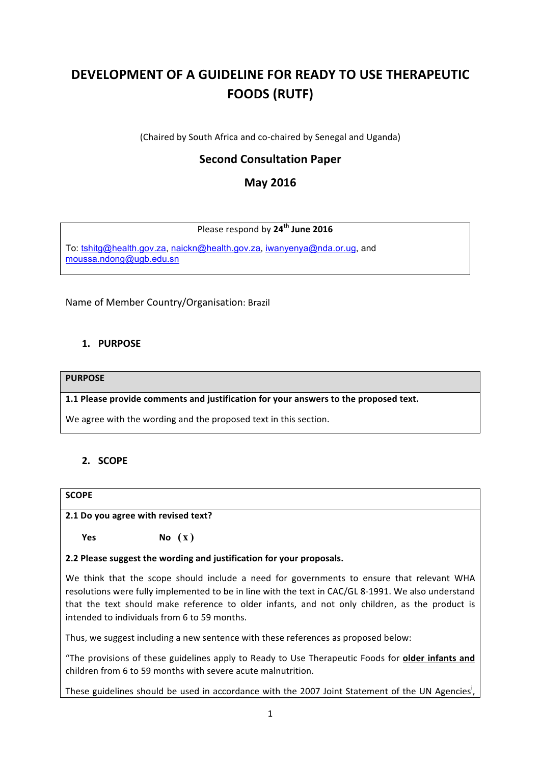# DEVELOPMENT OF A GUIDELINE FOR READY TO USE THERAPEUTIC FOODS (RUTF)

(Chaired by South Africa and co-chaired by Senegal and Uganda)

## Second Consultation Paper

## May 2016

| Please respond by **24th June 2016** |
|---|
| To: tshitg@health.gov.za, naickn@health.gov.za, iwanyenya@nda.or.ug, and moussa.ndong@ugb.edu.sn |

Name of Member Country/Organisation: Brazil

### 1. PURPOSE

| PURPOSE |
|---|
| **1.1 Please provide comments and justification for your answers to the proposed text.** |
| We agree with the wording and the proposed text in this section. |

### 2. SCOPE

**SCOPE**

**2.1 Do you agree with revised text?**

**Yes** **No** ( x )

**2.2 Please suggest the wording and justification for your proposals.**

We think that the scope should include a need for governments to ensure that relevant WHA resolutions were fully implemented to be in line with the text in CAC/GL 8-1991. We also understand that the text should make reference to older infants, and not only children, as the product is intended to individuals from 6 to 59 months.

Thus, we suggest including a new sentence with these references as proposed below:

"The provisions of these guidelines apply to Ready to Use Therapeutic Foods for **older infants and** children from 6 to 59 months with severe acute malnutrition.

These guidelines should be used in accordance with the 2007 Joint Statement of the UN Agencies[i],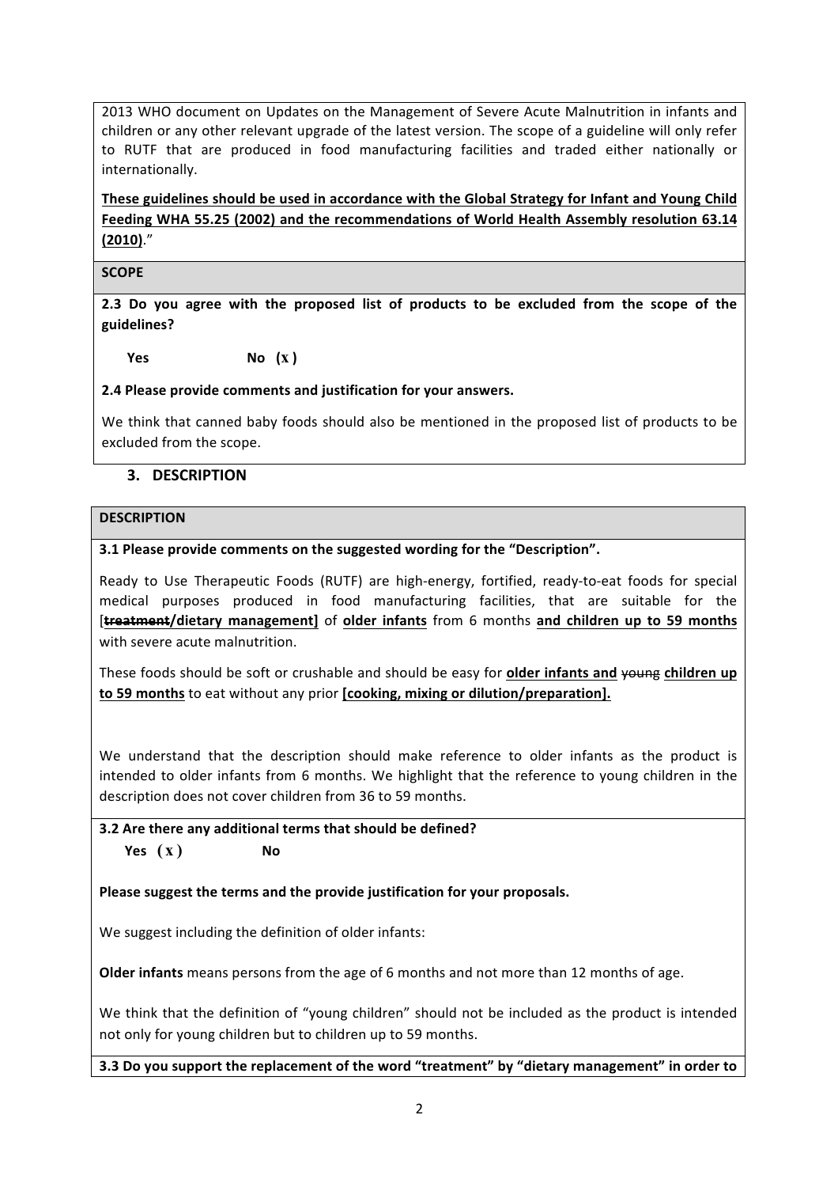2013 WHO document on Updates on the Management of Severe Acute Malnutrition in infants and children or any other relevant upgrade of the latest version. The scope of a guideline will only refer to RUTF that are produced in food manufacturing facilities and traded either nationally or internationally.

<u>**These guidelines should be used in accordance with the Global Strategy for Infant and Young Child Feeding WHA 55.25 (2002) and the recommendations of World Health Assembly resolution 63.14 (2010)**</u>."

**SCOPE**

**2.3 Do you agree with the proposed list of products to be excluded from the scope of the guidelines?**

**Yes** **No (x)**

**2.4 Please provide comments and justification for your answers.**

We think that canned baby foods should also be mentioned in the proposed list of products to be excluded from the scope.

## 3. DESCRIPTION

**DESCRIPTION**

**3.1 Please provide comments on the suggested wording for the "Description".**

Ready to Use Therapeutic Foods (RUTF) are high-energy, fortified, ready-to-eat foods for special medical purposes produced in food manufacturing facilities, that are suitable for the [<u>**~~treatment~~/dietary management]**</u> of <u>**older infants**</u> from 6 months <u>**and children up to 59 months**</u> with severe acute malnutrition.

These foods should be soft or crushable and should be easy for <u>**older infants and**</u> ~~young~~ <u>**children up to 59 months**</u> to eat without any prior <u>**[cooking, mixing or dilution/preparation].**</u>

We understand that the description should make reference to older infants as the product is intended to older infants from 6 months. We highlight that the reference to young children in the description does not cover children from 36 to 59 months.

**3.2 Are there any additional terms that should be defined?**

**Yes (x)** **No**

**Please suggest the terms and the provide justification for your proposals.**

We suggest including the definition of older infants:

**Older infants** means persons from the age of 6 months and not more than 12 months of age.

We think that the definition of "young children" should not be included as the product is intended not only for young children but to children up to 59 months.

**3.3 Do you support the replacement of the word "treatment" by "dietary management" in order to**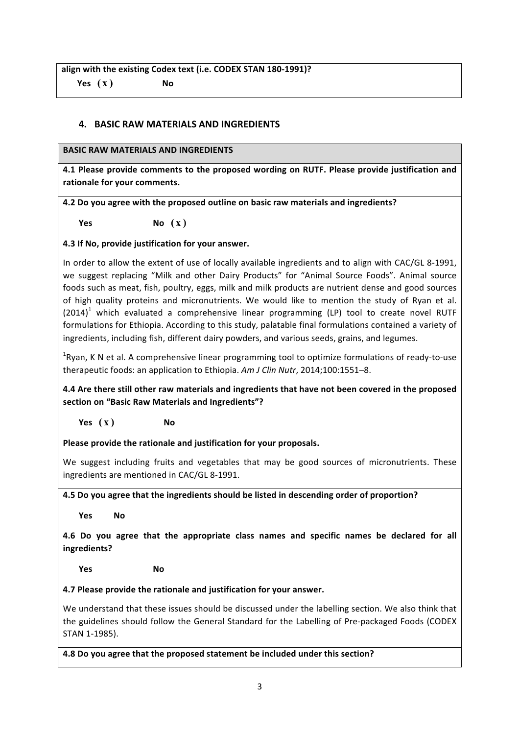**align with the existing Codex text (i.e. CODEX STAN 180-1991)?**

**Yes ( x )** **No**

## 4. BASIC RAW MATERIALS AND INGREDIENTS

**BASIC RAW MATERIALS AND INGREDIENTS**

**4.1 Please provide comments to the proposed wording on RUTF. Please provide justification and rationale for your comments.**

**4.2 Do you agree with the proposed outline on basic raw materials and ingredients?**

**Yes** **No ( x )**

**4.3 If No, provide justification for your answer.**

In order to allow the extent of use of locally available ingredients and to align with CAC/GL 8-1991, we suggest replacing "Milk and other Dairy Products" for "Animal Source Foods". Animal source foods such as meat, fish, poultry, eggs, milk and milk products are nutrient dense and good sources of high quality proteins and micronutrients. We would like to mention the study of Ryan et al. (2014)[1] which evaluated a comprehensive linear programming (LP) tool to create novel RUTF formulations for Ethiopia. According to this study, palatable final formulations contained a variety of ingredients, including fish, different dairy powders, and various seeds, grains, and legumes.

[1]Ryan, K N et al. A comprehensive linear programming tool to optimize formulations of ready-to-use therapeutic foods: an application to Ethiopia. *Am J Clin Nutr*, 2014;100:1551–8.

**4.4 Are there still other raw materials and ingredients that have not been covered in the proposed section on "Basic Raw Materials and Ingredients"?**

**Yes ( x )** **No**

**Please provide the rationale and justification for your proposals.**

We suggest including fruits and vegetables that may be good sources of micronutrients. These ingredients are mentioned in CAC/GL 8-1991.

**4.5 Do you agree that the ingredients should be listed in descending order of proportion?**

**Yes** **No**

**4.6 Do you agree that the appropriate class names and specific names be declared for all ingredients?**

**Yes** **No**

**4.7 Please provide the rationale and justification for your answer.**

We understand that these issues should be discussed under the labelling section. We also think that the guidelines should follow the General Standard for the Labelling of Pre-packaged Foods (CODEX STAN 1-1985).

**4.8 Do you agree that the proposed statement be included under this section?**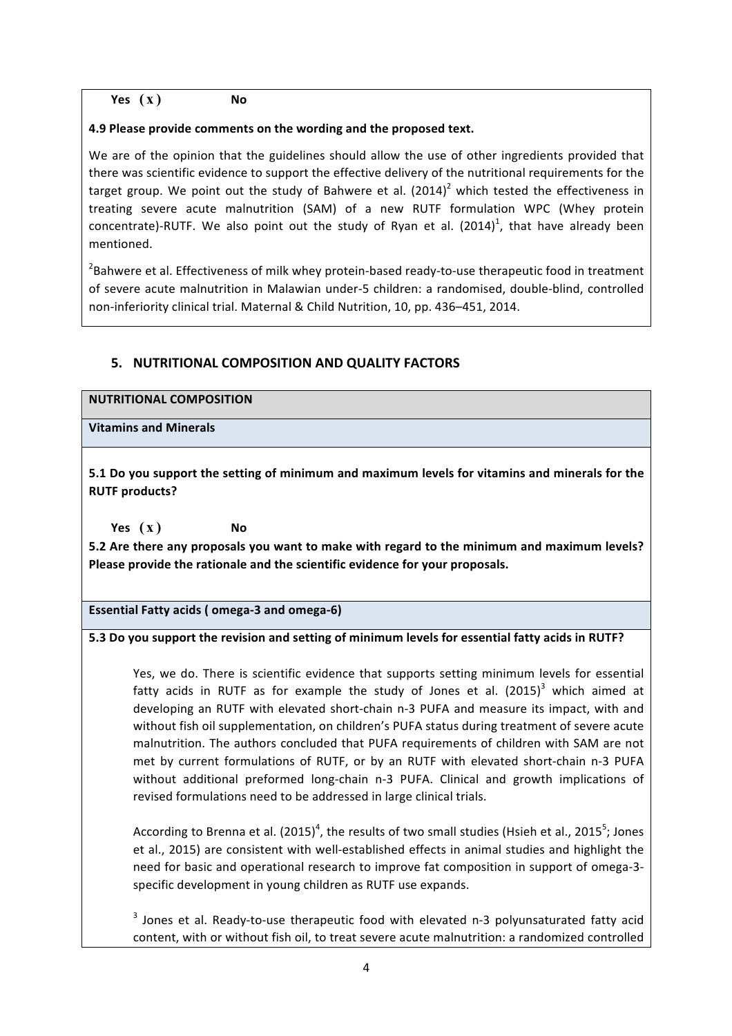**Yes (x)** **No**

**4.9 Please provide comments on the wording and the proposed text.**

We are of the opinion that the guidelines should allow the use of other ingredients provided that there was scientific evidence to support the effective delivery of the nutritional requirements for the target group. We point out the study of Bahwere et al. (2014)[2] which tested the effectiveness in treating severe acute malnutrition (SAM) of a new RUTF formulation WPC (Whey protein concentrate)-RUTF. We also point out the study of Ryan et al. (2014)[1], that have already been mentioned.

[2]Bahwere et al. Effectiveness of milk whey protein-based ready-to-use therapeutic food in treatment of severe acute malnutrition in Malawian under-5 children: a randomised, double-blind, controlled non-inferiority clinical trial. Maternal & Child Nutrition, 10, pp. 436–451, 2014.

## 5. NUTRITIONAL COMPOSITION AND QUALITY FACTORS

**NUTRITIONAL COMPOSITION**

**Vitamins and Minerals**

**5.1 Do you support the setting of minimum and maximum levels for vitamins and minerals for the RUTF products?**

**Yes (x)** **No**

**5.2 Are there any proposals you want to make with regard to the minimum and maximum levels? Please provide the rationale and the scientific evidence for your proposals.**

**Essential Fatty acids ( omega-3 and omega-6)**

**5.3 Do you support the revision and setting of minimum levels for essential fatty acids in RUTF?**

Yes, we do. There is scientific evidence that supports setting minimum levels for essential fatty acids in RUTF as for example the study of Jones et al. (2015)[3] which aimed at developing an RUTF with elevated short-chain n-3 PUFA and measure its impact, with and without fish oil supplementation, on children's PUFA status during treatment of severe acute malnutrition. The authors concluded that PUFA requirements of children with SAM are not met by current formulations of RUTF, or by an RUTF with elevated short-chain n-3 PUFA without additional preformed long-chain n-3 PUFA. Clinical and growth implications of revised formulations need to be addressed in large clinical trials.

According to Brenna et al. (2015)[4], the results of two small studies (Hsieh et al., 2015[5]; Jones et al., 2015) are consistent with well-established effects in animal studies and highlight the need for basic and operational research to improve fat composition in support of omega-3-specific development in young children as RUTF use expands.

[3] Jones et al. Ready-to-use therapeutic food with elevated n-3 polyunsaturated fatty acid content, with or without fish oil, to treat severe acute malnutrition: a randomized controlled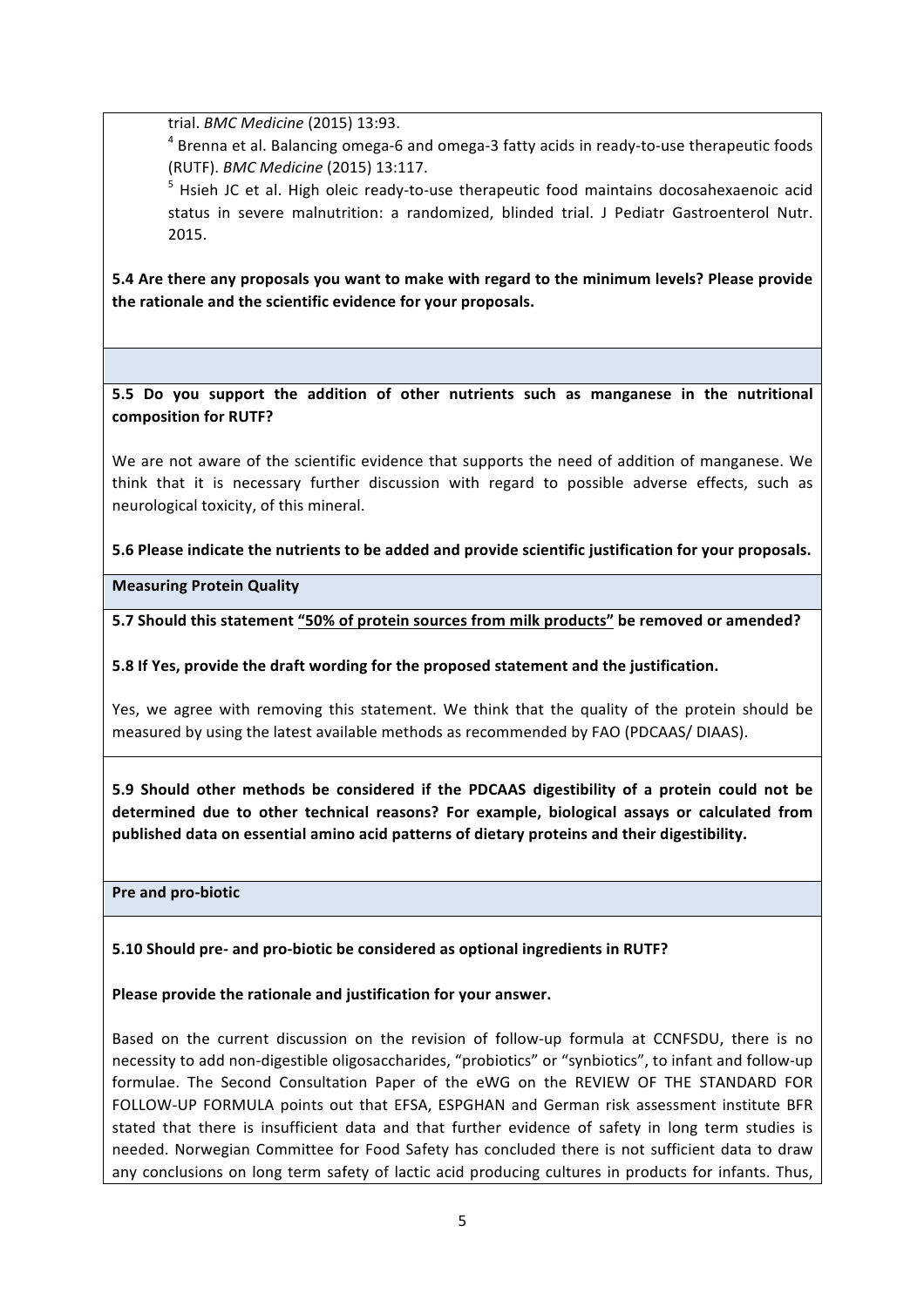trial. *BMC Medicine* (2015) 13:93.

[4] Brenna et al. Balancing omega-6 and omega-3 fatty acids in ready-to-use therapeutic foods (RUTF). *BMC Medicine* (2015) 13:117.

[5] Hsieh JC et al. High oleic ready-to-use therapeutic food maintains docosahexaenoic acid status in severe malnutrition: a randomized, blinded trial. J Pediatr Gastroenterol Nutr. 2015.

**5.4 Are there any proposals you want to make with regard to the minimum levels? Please provide the rationale and the scientific evidence for your proposals.**

**5.5 Do you support the addition of other nutrients such as manganese in the nutritional composition for RUTF?**

We are not aware of the scientific evidence that supports the need of addition of manganese. We think that it is necessary further discussion with regard to possible adverse effects, such as neurological toxicity, of this mineral.

**5.6 Please indicate the nutrients to be added and provide scientific justification for your proposals.**

**Measuring Protein Quality**

**5.7 Should this statement <u>"50% of protein sources from milk products"</u> be removed or amended?**

**5.8 If Yes, provide the draft wording for the proposed statement and the justification.**

Yes, we agree with removing this statement. We think that the quality of the protein should be measured by using the latest available methods as recommended by FAO (PDCAAS/ DIAAS).

**5.9 Should other methods be considered if the PDCAAS digestibility of a protein could not be determined due to other technical reasons? For example, biological assays or calculated from published data on essential amino acid patterns of dietary proteins and their digestibility.**

**Pre and pro-biotic**

**5.10 Should pre- and pro-biotic be considered as optional ingredients in RUTF?**

**Please provide the rationale and justification for your answer.**

Based on the current discussion on the revision of follow-up formula at CCNFSDU, there is no necessity to add non-digestible oligosaccharides, "probiotics" or "synbiotics", to infant and follow-up formulae. The Second Consultation Paper of the eWG on the REVIEW OF THE STANDARD FOR FOLLOW-UP FORMULA points out that EFSA, ESPGHAN and German risk assessment institute BFR stated that there is insufficient data and that further evidence of safety in long term studies is needed. Norwegian Committee for Food Safety has concluded there is not sufficient data to draw any conclusions on long term safety of lactic acid producing cultures in products for infants. Thus,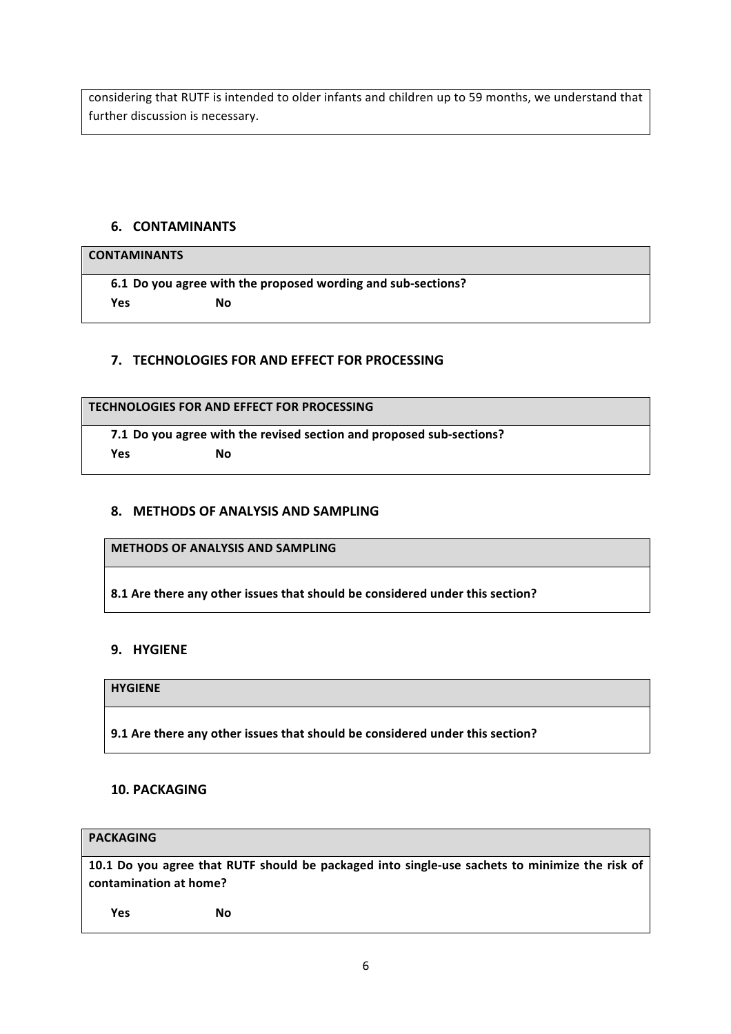considering that RUTF is intended to older infants and children up to 59 months, we understand that further discussion is necessary.

## 6. CONTAMINANTS

| CONTAMINANTS |
| --- |
| **6.1 Do you agree with the proposed wording and sub-sections?**<br>**Yes**     **No** |

## 7. TECHNOLOGIES FOR AND EFFECT FOR PROCESSING

| TECHNOLOGIES FOR AND EFFECT FOR PROCESSING |
| --- |
| **7.1 Do you agree with the revised section and proposed sub-sections?**<br>**Yes**     **No** |

## 8. METHODS OF ANALYSIS AND SAMPLING

| METHODS OF ANALYSIS AND SAMPLING |
| --- |
| **8.1 Are there any other issues that should be considered under this section?** |

## 9. HYGIENE

| HYGIENE |
| --- |
| **9.1 Are there any other issues that should be considered under this section?** |

## 10. PACKAGING

| PACKAGING |
| --- |
| **10.1 Do you agree that RUTF should be packaged into single-use sachets to minimize the risk of contamination at home?**<br>**Yes**     **No** |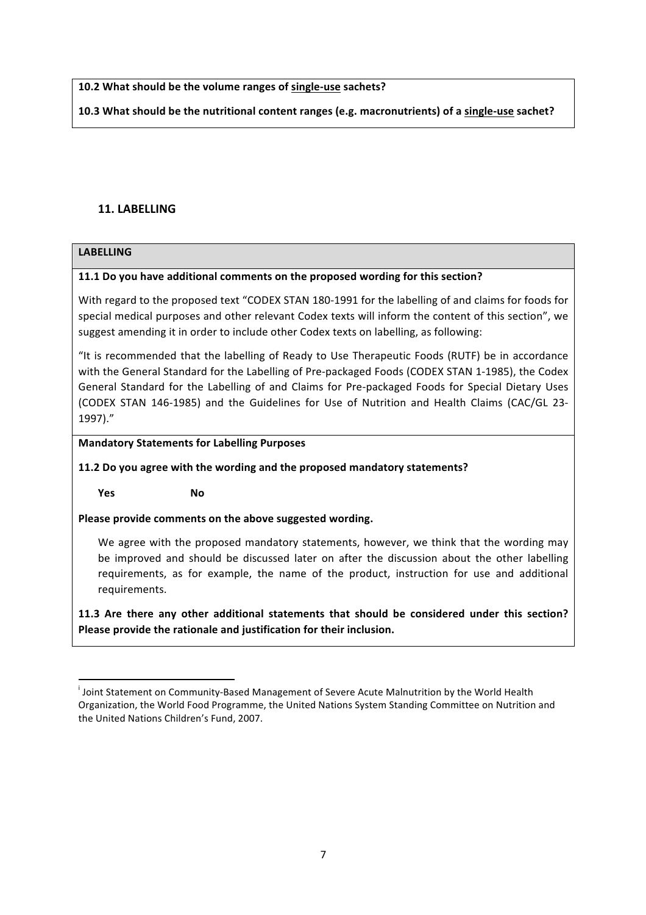**10.2 What should be the volume ranges of single-use sachets?**

**10.3 What should be the nutritional content ranges (e.g. macronutrients) of a single-use sachet?**

## 11. LABELLING

**LABELLING**

**11.1 Do you have additional comments on the proposed wording for this section?**

With regard to the proposed text "CODEX STAN 180-1991 for the labelling of and claims for foods for special medical purposes and other relevant Codex texts will inform the content of this section", we suggest amending it in order to include other Codex texts on labelling, as following:

"It is recommended that the labelling of Ready to Use Therapeutic Foods (RUTF) be in accordance with the General Standard for the Labelling of Pre-packaged Foods (CODEX STAN 1-1985), the Codex General Standard for the Labelling of and Claims for Pre-packaged Foods for Special Dietary Uses (CODEX STAN 146-1985) and the Guidelines for Use of Nutrition and Health Claims (CAC/GL 23-1997)."

**Mandatory Statements for Labelling Purposes**

**11.2 Do you agree with the wording and the proposed mandatory statements?**

**Yes** **No**

**Please provide comments on the above suggested wording.**

We agree with the proposed mandatory statements, however, we think that the wording may be improved and should be discussed later on after the discussion about the other labelling requirements, as for example, the name of the product, instruction for use and additional requirements.

**11.3 Are there any other additional statements that should be considered under this section? Please provide the rationale and justification for their inclusion.**

---

[i] Joint Statement on Community-Based Management of Severe Acute Malnutrition by the World Health Organization, the World Food Programme, the United Nations System Standing Committee on Nutrition and the United Nations Children's Fund, 2007.